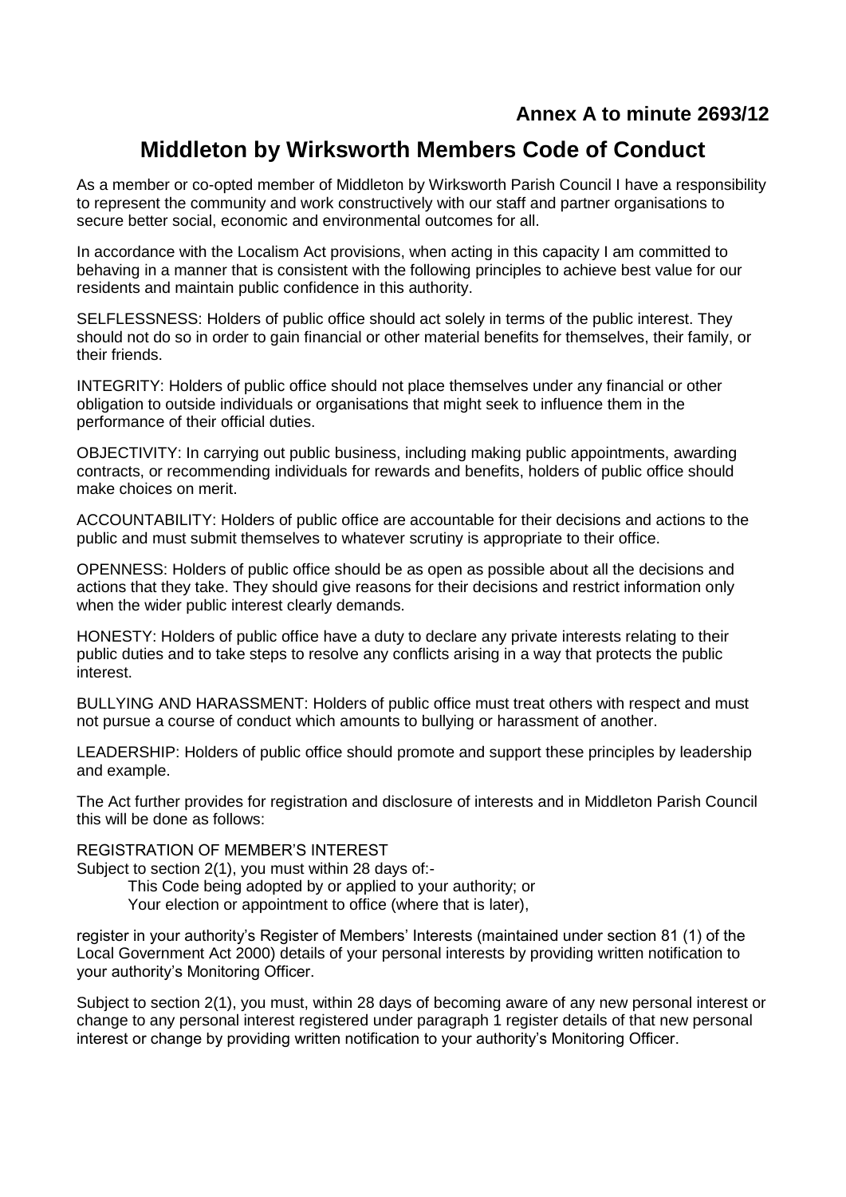**Annex A to minute 2693/12**

# Middleton by Wirksworth Members Code of Conduct

As a member or co-opted member of Middleton by Wirksworth Parish Council I have a responsibility to represent the community and work constructively with our staff and partner organisations to secure better social, economic and environmental outcomes for all.

In accordance with the Localism Act provisions, when acting in this capacity I am committed to behaving in a manner that is consistent with the following principles to achieve best value for our residents and maintain public confidence in this authority.

SELFLESSNESS: Holders of public office should act solely in terms of the public interest. They should not do so in order to gain financial or other material benefits for themselves, their family, or their friends.

INTEGRITY: Holders of public office should not place themselves under any financial or other obligation to outside individuals or organisations that might seek to influence them in the performance of their official duties.

OBJECTIVITY: In carrying out public business, including making public appointments, awarding contracts, or recommending individuals for rewards and benefits, holders of public office should make choices on merit.

ACCOUNTABILITY: Holders of public office are accountable for their decisions and actions to the public and must submit themselves to whatever scrutiny is appropriate to their office.

OPENNESS: Holders of public office should be as open as possible about all the decisions and actions that they take. They should give reasons for their decisions and restrict information only when the wider public interest clearly demands.

HONESTY: Holders of public office have a duty to declare any private interests relating to their public duties and to take steps to resolve any conflicts arising in a way that protects the public interest.

BULLYING AND HARASSMENT: Holders of public office must treat others with respect and must not pursue a course of conduct which amounts to bullying or harassment of another.

LEADERSHIP: Holders of public office should promote and support these principles by leadership and example.

The Act further provides for registration and disclosure of interests and in Middleton Parish Council this will be done as follows:

REGISTRATION OF MEMBER'S INTEREST

Subject to section 2(1), you must within 28 days of:-

- This Code being adopted by or applied to your authority; or
- Your election or appointment to office (where that is later),

register in your authority's Register of Members' Interests (maintained under section 81 (1) of the Local Government Act 2000) details of your personal interests by providing written notification to your authority's Monitoring Officer.

Subject to section 2(1), you must, within 28 days of becoming aware of any new personal interest or change to any personal interest registered under paragraph 1 register details of that new personal interest or change by providing written notification to your authority's Monitoring Officer.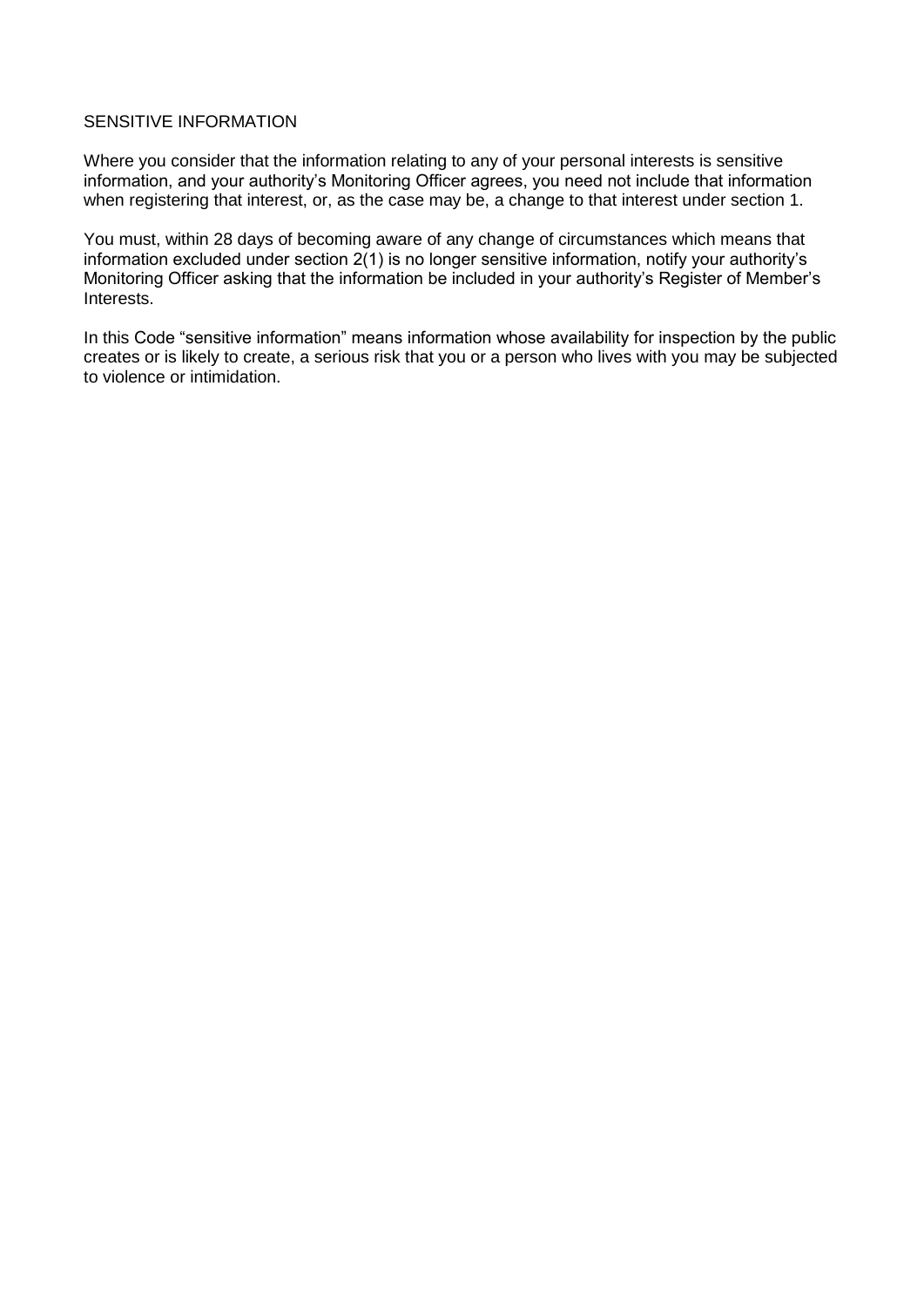## SENSITIVE INFORMATION

Where you consider that the information relating to any of your personal interests is sensitive information, and your authority's Monitoring Officer agrees, you need not include that information when registering that interest, or, as the case may be, a change to that interest under section 1.

You must, within 28 days of becoming aware of any change of circumstances which means that information excluded under section 2(1) is no longer sensitive information, notify your authority's Monitoring Officer asking that the information be included in your authority's Register of Member's Interests.

In this Code "sensitive information" means information whose availability for inspection by the public creates or is likely to create, a serious risk that you or a person who lives with you may be subjected to violence or intimidation.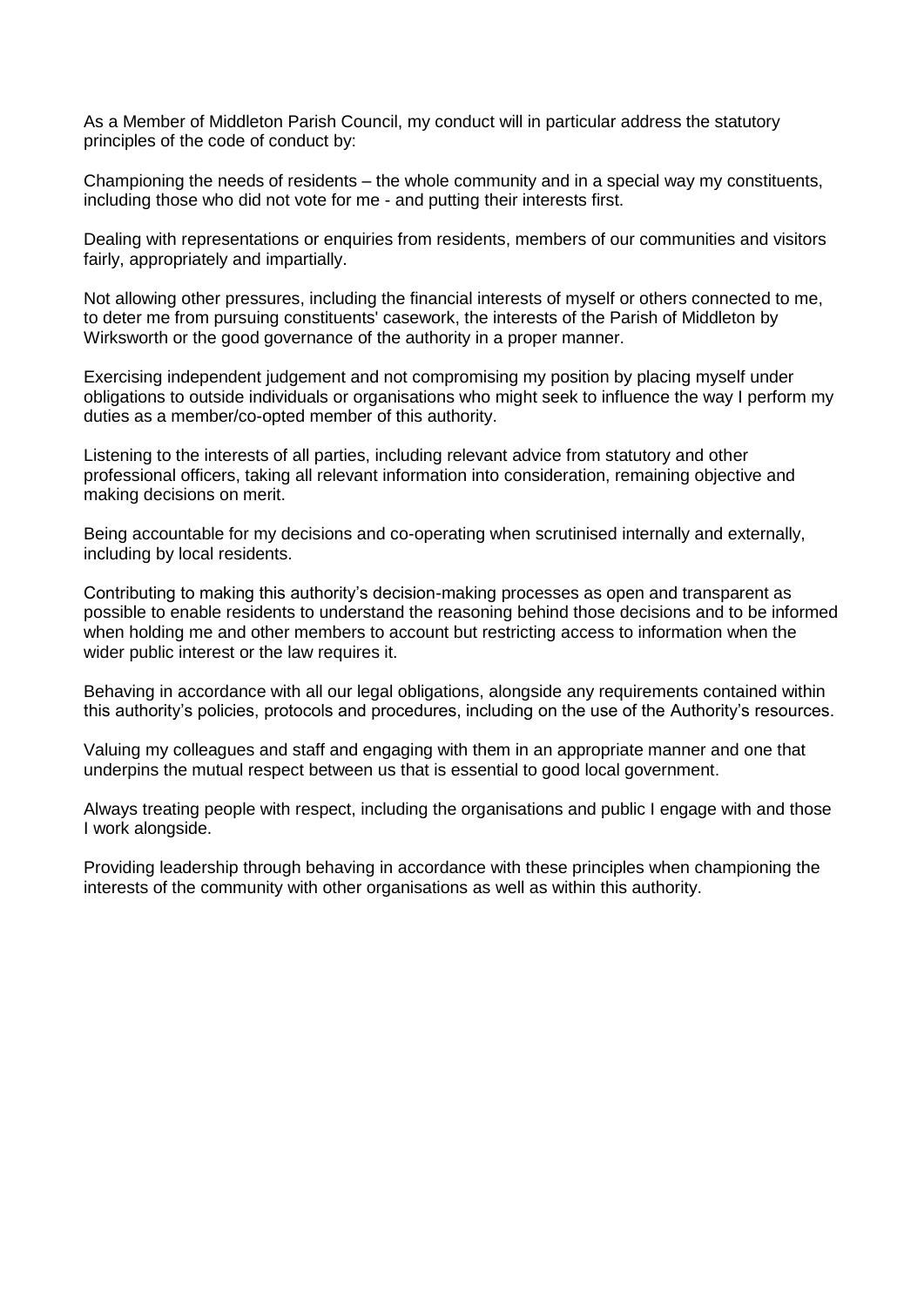As a Member of Middleton Parish Council, my conduct will in particular address the statutory principles of the code of conduct by:

Championing the needs of residents – the whole community and in a special way my constituents, including those who did not vote for me - and putting their interests first.

Dealing with representations or enquiries from residents, members of our communities and visitors fairly, appropriately and impartially.

Not allowing other pressures, including the financial interests of myself or others connected to me, to deter me from pursuing constituents' casework, the interests of the Parish of Middleton by Wirksworth or the good governance of the authority in a proper manner.

Exercising independent judgement and not compromising my position by placing myself under obligations to outside individuals or organisations who might seek to influence the way I perform my duties as a member/co-opted member of this authority.

Listening to the interests of all parties, including relevant advice from statutory and other professional officers, taking all relevant information into consideration, remaining objective and making decisions on merit.

Being accountable for my decisions and co-operating when scrutinised internally and externally, including by local residents.

Contributing to making this authority's decision-making processes as open and transparent as possible to enable residents to understand the reasoning behind those decisions and to be informed when holding me and other members to account but restricting access to information when the wider public interest or the law requires it.

Behaving in accordance with all our legal obligations, alongside any requirements contained within this authority's policies, protocols and procedures, including on the use of the Authority's resources.

Valuing my colleagues and staff and engaging with them in an appropriate manner and one that underpins the mutual respect between us that is essential to good local government.

Always treating people with respect, including the organisations and public I engage with and those I work alongside.

Providing leadership through behaving in accordance with these principles when championing the interests of the community with other organisations as well as within this authority.